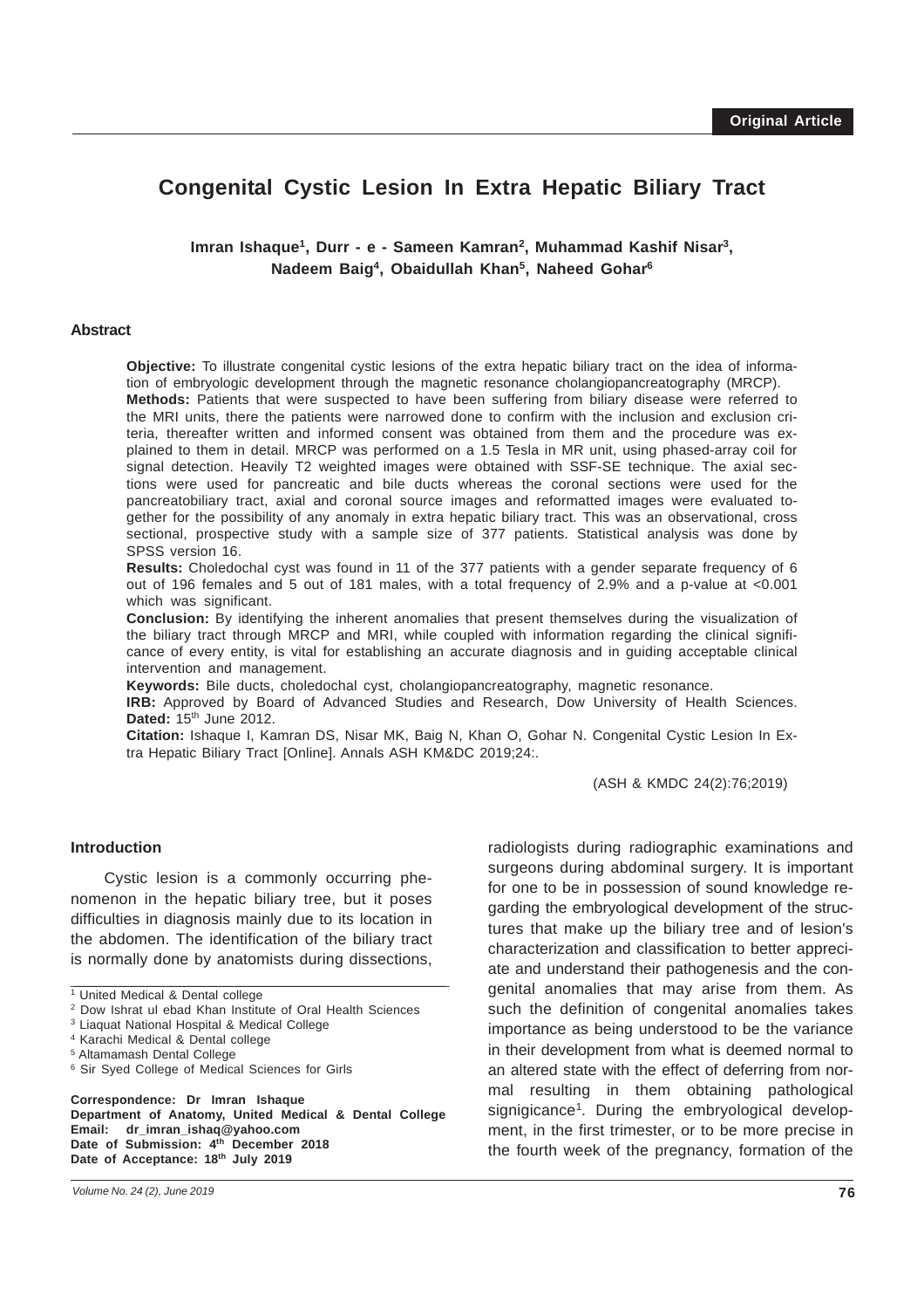Original Article

# Congenital Cystic Lesion In Extra Hepatic Biliary Tract

**Imran Ishaque[1], Durr - e - Sameen Kamran[2], Muhammad Kashif Nisar[3], Nadeem Baig[4], Obaidullah Khan[5], Naheed Gohar[6]**

## Abstract

**Objective:** To illustrate congenital cystic lesions of the extra hepatic biliary tract on the idea of information of embryologic development through the magnetic resonance cholangiopancreatography (MRCP).

**Methods:** Patients that were suspected to have been suffering from biliary disease were referred to the MRI units, there the patients were narrowed done to confirm with the inclusion and exclusion criteria, thereafter written and informed consent was obtained from them and the procedure was explained to them in detail. MRCP was performed on a 1.5 Tesla in MR unit, using phased-array coil for signal detection. Heavily T2 weighted images were obtained with SSF-SE technique. The axial sections were used for pancreatic and bile ducts whereas the coronal sections were used for the pancreatobiliary tract, axial and coronal source images and reformatted images were evaluated together for the possibility of any anomaly in extra hepatic biliary tract. This was an observational, cross sectional, prospective study with a sample size of 377 patients. Statistical analysis was done by SPSS version 16.

**Results:** Choledochal cyst was found in 11 of the 377 patients with a gender separate frequency of 6 out of 196 females and 5 out of 181 males, with a total frequency of 2.9% and a p-value at <0.001 which was significant.

**Conclusion:** By identifying the inherent anomalies that present themselves during the visualization of the biliary tract through MRCP and MRI, while coupled with information regarding the clinical significance of every entity, is vital for establishing an accurate diagnosis and in guiding acceptable clinical intervention and management.

**Keywords:** Bile ducts, choledochal cyst, cholangiopancreatography, magnetic resonance.

**IRB:** Approved by Board of Advanced Studies and Research, Dow University of Health Sciences. **Dated:** 15th June 2012.

**Citation:** Ishaque I, Kamran DS, Nisar MK, Baig N, Khan O, Gohar N. Congenital Cystic Lesion In Extra Hepatic Biliary Tract [Online]. Annals ASH KM&DC 2019;24:.

(ASH & KMDC 24(2):76;2019)

## Introduction

Cystic lesion is a commonly occurring phenomenon in the hepatic biliary tree, but it poses difficulties in diagnosis mainly due to its location in the abdomen. The identification of the biliary tract is normally done by anatomists during dissections, radiologists during radiographic examinations and surgeons during abdominal surgery. It is important for one to be in possession of sound knowledge regarding the embryological development of the structures that make up the biliary tree and of lesion's characterization and classification to better appreciate and understand their pathogenesis and the congenital anomalies that may arise from them. As such the definition of congenital anomalies takes importance as being understood to be the variance in their development from what is deemed normal to an altered state with the effect of deferring from normal resulting in them obtaining pathological signigicance[1]. During the embryological development, in the first trimester, or to be more precise in the fourth week of the pregnancy, formation of the

---

[1] United Medical & Dental college
[2] Dow Ishrat ul ebad Khan Institute of Oral Health Sciences
[3] Liaquat National Hospital & Medical College
[4] Karachi Medical & Dental college
[5] Altamamash Dental College
[6] Sir Syed College of Medical Sciences for Girls

**Correspondence: Dr Imran Ishaque**
**Department of Anatomy, United Medical & Dental College**
**Email: dr_imran_ishaq@yahoo.com**
**Date of Submission: 4th December 2018**
**Date of Acceptance: 18th July 2019**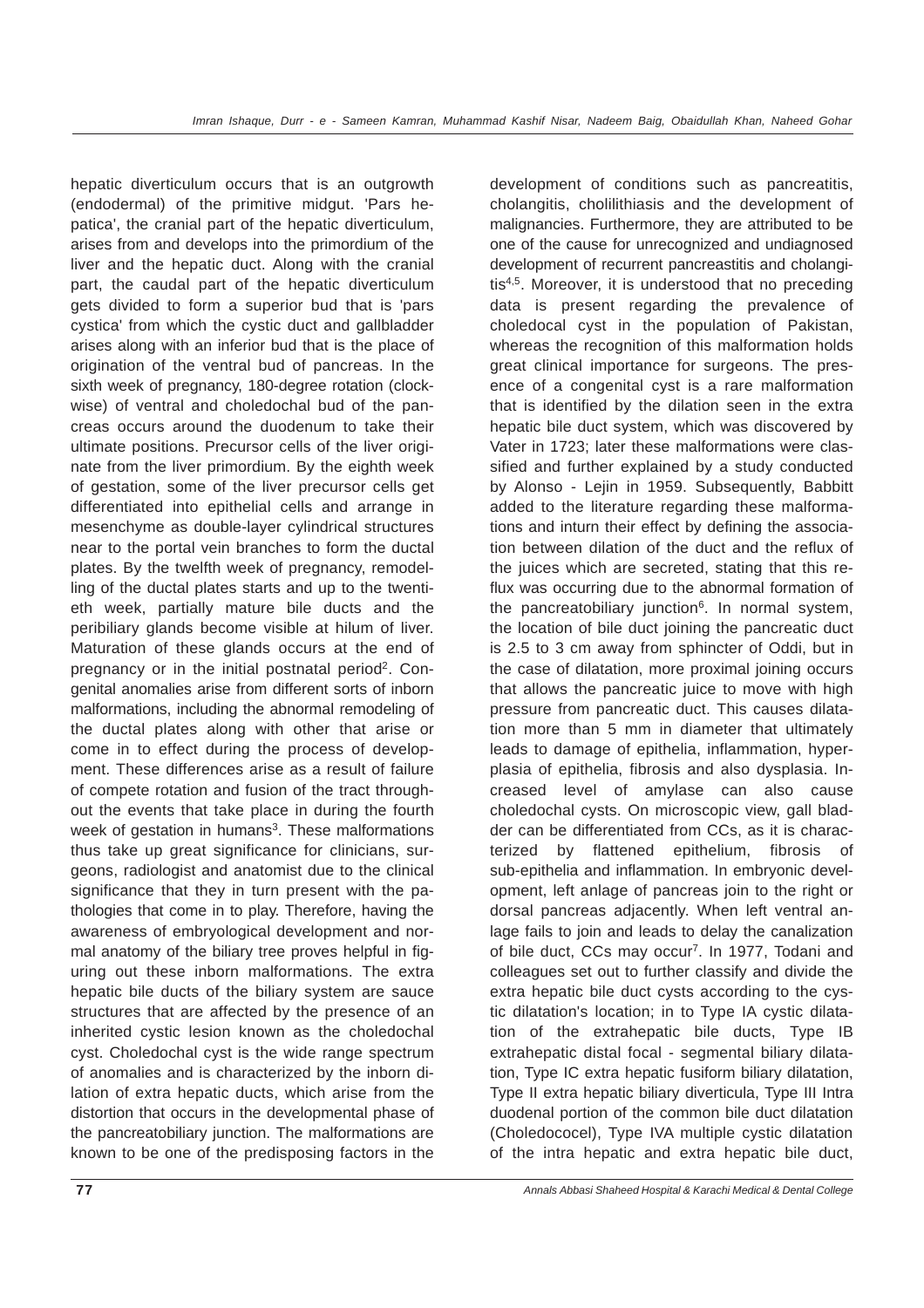hepatic diverticulum occurs that is an outgrowth (endodermal) of the primitive midgut. 'Pars hepatica', the cranial part of the hepatic diverticulum, arises from and develops into the primordium of the liver and the hepatic duct. Along with the cranial part, the caudal part of the hepatic diverticulum gets divided to form a superior bud that is 'pars cystica' from which the cystic duct and gallbladder arises along with an inferior bud that is the place of origination of the ventral bud of pancreas. In the sixth week of pregnancy, 180-degree rotation (clockwise) of ventral and choledochal bud of the pancreas occurs around the duodenum to take their ultimate positions. Precursor cells of the liver originate from the liver primordium. By the eighth week of gestation, some of the liver precursor cells get differentiated into epithelial cells and arrange in mesenchyme as double-layer cylindrical structures near to the portal vein branches to form the ductal plates. By the twelfth week of pregnancy, remodelling of the ductal plates starts and up to the twentieth week, partially mature bile ducts and the peribiliary glands become visible at hilum of liver. Maturation of these glands occurs at the end of pregnancy or in the initial postnatal period[2]. Congenital anomalies arise from different sorts of inborn malformations, including the abnormal remodeling of the ductal plates along with other that arise or come in to effect during the process of development. These differences arise as a result of failure of compete rotation and fusion of the tract throughout the events that take place in during the fourth week of gestation in humans[3]. These malformations thus take up great significance for clinicians, surgeons, radiologist and anatomist due to the clinical significance that they in turn present with the pathologies that come in to play. Therefore, having the awareness of embryological development and normal anatomy of the biliary tree proves helpful in figuring out these inborn malformations. The extra hepatic bile ducts of the biliary system are sauce structures that are affected by the presence of an inherited cystic lesion known as the choledochal cyst. Choledochal cyst is the wide range spectrum of anomalies and is characterized by the inborn dilation of extra hepatic ducts, which arise from the distortion that occurs in the developmental phase of the pancreatobiliary junction. The malformations are known to be one of the predisposing factors in the development of conditions such as pancreatitis, cholangitis, cholilithiasis and the development of malignancies. Furthermore, they are attributed to be one of the cause for unrecognized and undiagnosed development of recurrent pancreastitis and cholangitis[4,5]. Moreover, it is understood that no preceding data is present regarding the prevalence of choledocal cyst in the population of Pakistan, whereas the recognition of this malformation holds great clinical importance for surgeons. The presence of a congenital cyst is a rare malformation that is identified by the dilation seen in the extra hepatic bile duct system, which was discovered by Vater in 1723; later these malformations were classified and further explained by a study conducted by Alonso - Lejin in 1959. Subsequently, Babbitt added to the literature regarding these malformations and inturn their effect by defining the association between dilation of the duct and the reflux of the juices which are secreted, stating that this reflux was occurring due to the abnormal formation of the pancreatobiliary junction[6]. In normal system, the location of bile duct joining the pancreatic duct is 2.5 to 3 cm away from sphincter of Oddi, but in the case of dilatation, more proximal joining occurs that allows the pancreatic juice to move with high pressure from pancreatic duct. This causes dilatation more than 5 mm in diameter that ultimately leads to damage of epithelia, inflammation, hyperplasia of epithelia, fibrosis and also dysplasia. Increased level of amylase can also cause choledochal cysts. On microscopic view, gall bladder can be differentiated from CCs, as it is characterized by flattened epithelium, fibrosis of sub-epithelia and inflammation. In embryonic development, left anlage of pancreas join to the right or dorsal pancreas adjacently. When left ventral anlage fails to join and leads to delay the canalization of bile duct, CCs may occur[7]. In 1977, Todani and colleagues set out to further classify and divide the extra hepatic bile duct cysts according to the cystic dilatation's location; in to Type IA cystic dilatation of the extrahepatic bile ducts, Type IB extrahepatic distal focal - segmental biliary dilatation, Type IC extra hepatic fusiform biliary dilatation, Type II extra hepatic biliary diverticula, Type III Intra duodenal portion of the common bile duct dilatation (Choledococel), Type IVA multiple cystic dilatation of the intra hepatic and extra hepatic bile duct,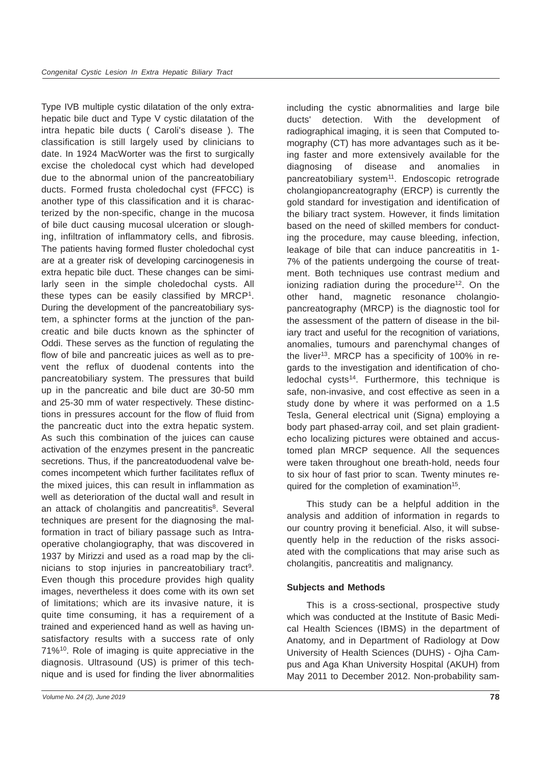Type IVB multiple cystic dilatation of the only extra-hepatic bile duct and Type V cystic dilatation of the intra hepatic bile ducts ( Caroli's disease ). The classification is still largely used by clinicians to date. In 1924 MacWorter was the first to surgically excise the choledocal cyst which had developed due to the abnormal union of the pancreatobiliary ducts. Formed frusta choledochal cyst (FFCC) is another type of this classification and it is characterized by the non-specific, change in the mucosa of bile duct causing mucosal ulceration or sloughing, infiltration of inflammatory cells, and fibrosis. The patients having formed fluster choledochal cyst are at a greater risk of developing carcinogenesis in extra hepatic bile duct. These changes can be similarly seen in the simple choledochal cysts. All these types can be easily classified by MRCP[1]. During the development of the pancreatobiliary system, a sphincter forms at the junction of the pancreatic and bile ducts known as the sphincter of Oddi. These serves as the function of regulating the flow of bile and pancreatic juices as well as to prevent the reflux of duodenal contents into the pancreatobiliary system. The pressures that build up in the pancreatic and bile duct are 30-50 mm and 25-30 mm of water respectively. These distinctions in pressures account for the flow of fluid from the pancreatic duct into the extra hepatic system. As such this combination of the juices can cause activation of the enzymes present in the pancreatic secretions. Thus, if the pancreatoduodenal valve becomes incompetent which further facilitates reflux of the mixed juices, this can result in inflammation as well as deterioration of the ductal wall and result in an attack of cholangitis and pancreatitis[8]. Several techniques are present for the diagnosing the malformation in tract of biliary passage such as Intraoperative cholangiography, that was discovered in 1937 by Mirizzi and used as a road map by the clinicians to stop injuries in pancreatobiliary tract[9]. Even though this procedure provides high quality images, nevertheless it does come with its own set of limitations; which are its invasive nature, it is quite time consuming, it has a requirement of a trained and experienced hand as well as having unsatisfactory results with a success rate of only 71%[10]. Role of imaging is quite appreciative in the diagnosis. Ultrasound (US) is primer of this technique and is used for finding the liver abnormalities including the cystic abnormalities and large bile ducts' detection. With the development of radiographical imaging, it is seen that Computed tomography (CT) has more advantages such as it being faster and more extensively available for the diagnosing of disease and anomalies in pancreatobiliary system[11]. Endoscopic retrograde cholangiopancreatography (ERCP) is currently the gold standard for investigation and identification of the biliary tract system. However, it finds limitation based on the need of skilled members for conducting the procedure, may cause bleeding, infection, leakage of bile that can induce pancreatitis in 1-7% of the patients undergoing the course of treatment. Both techniques use contrast medium and ionizing radiation during the procedure[12]. On the other hand, magnetic resonance cholangiopancreatography (MRCP) is the diagnostic tool for the assessment of the pattern of disease in the biliary tract and useful for the recognition of variations, anomalies, tumours and parenchymal changes of the liver[13]. MRCP has a specificity of 100% in regards to the investigation and identification of choledochal cysts[14]. Furthermore, this technique is safe, non-invasive, and cost effective as seen in a study done by where it was performed on a 1.5 Tesla, General electrical unit (Signa) employing a body part phased-array coil, and set plain gradient-echo localizing pictures were obtained and accustomed plan MRCP sequence. All the sequences were taken throughout one breath-hold, needs four to six hour of fast prior to scan. Twenty minutes required for the completion of examination[15].

This study can be a helpful addition in the analysis and addition of information in regards to our country proving it beneficial. Also, it will subsequently help in the reduction of the risks associated with the complications that may arise such as cholangitis, pancreatitis and malignancy.

**Subjects and Methods**

This is a cross-sectional, prospective study which was conducted at the Institute of Basic Medical Health Sciences (IBMS) in the department of Anatomy, and in Department of Radiology at Dow University of Health Sciences (DUHS) - Ojha Campus and Aga Khan University Hospital (AKUH) from May 2011 to December 2012. Non-probability sam-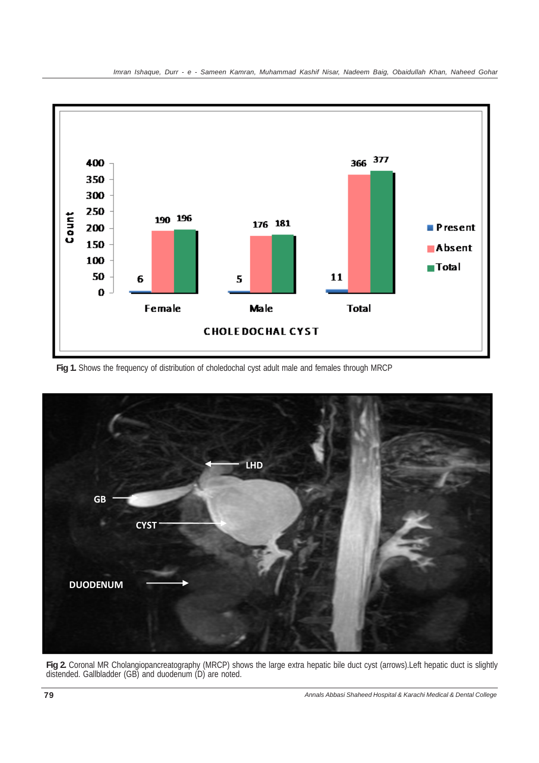**Fig 1.** Shows the frequency of distribution of choledochal cyst adult male and females through MRCP

**Fig 2.** Coronal MR Cholangiopancreatography (MRCP) shows the large extra hepatic bile duct cyst (arrows).Left hepatic duct is slightly distended. Gallbladder (GB) and duodenum (D) are noted.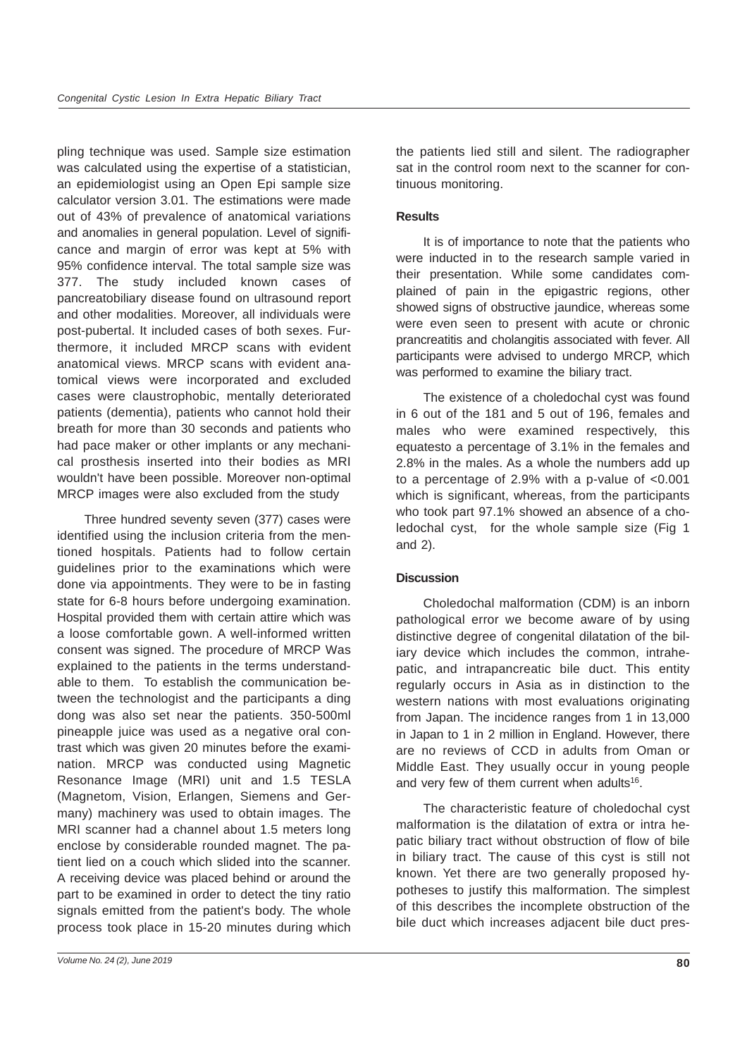pling technique was used. Sample size estimation was calculated using the expertise of a statistician, an epidemiologist using an Open Epi sample size calculator version 3.01. The estimations were made out of 43% of prevalence of anatomical variations and anomalies in general population. Level of significance and margin of error was kept at 5% with 95% confidence interval. The total sample size was 377. The study included known cases of pancreatobiliary disease found on ultrasound report and other modalities. Moreover, all individuals were post-pubertal. It included cases of both sexes. Furthermore, it included MRCP scans with evident anatomical views. MRCP scans with evident anatomical views were incorporated and excluded cases were claustrophobic, mentally deteriorated patients (dementia), patients who cannot hold their breath for more than 30 seconds and patients who had pace maker or other implants or any mechanical prosthesis inserted into their bodies as MRI wouldn't have been possible. Moreover non-optimal MRCP images were also excluded from the study

Three hundred seventy seven (377) cases were identified using the inclusion criteria from the mentioned hospitals. Patients had to follow certain guidelines prior to the examinations which were done via appointments. They were to be in fasting state for 6-8 hours before undergoing examination. Hospital provided them with certain attire which was a loose comfortable gown. A well-informed written consent was signed. The procedure of MRCP Was explained to the patients in the terms understandable to them. To establish the communication between the technologist and the participants a ding dong was also set near the patients. 350-500ml pineapple juice was used as a negative oral contrast which was given 20 minutes before the examination. MRCP was conducted using Magnetic Resonance Image (MRI) unit and 1.5 TESLA (Magnetom, Vision, Erlangen, Siemens and Germany) machinery was used to obtain images. The MRI scanner had a channel about 1.5 meters long enclose by considerable rounded magnet. The patient lied on a couch which slided into the scanner. A receiving device was placed behind or around the part to be examined in order to detect the tiny ratio signals emitted from the patient's body. The whole process took place in 15-20 minutes during which the patients lied still and silent. The radiographer sat in the control room next to the scanner for continuous monitoring.

### Results

It is of importance to note that the patients who were inducted in to the research sample varied in their presentation. While some candidates complained of pain in the epigastric regions, other showed signs of obstructive jaundice, whereas some were even seen to present with acute or chronic prancreatitis and cholangitis associated with fever. All participants were advised to undergo MRCP, which was performed to examine the biliary tract.

The existence of a choledochal cyst was found in 6 out of the 181 and 5 out of 196, females and males who were examined respectively, this equatesto a percentage of 3.1% in the females and 2.8% in the males. As a whole the numbers add up to a percentage of 2.9% with a p-value of <0.001 which is significant, whereas, from the participants who took part 97.1% showed an absence of a choledochal cyst, for the whole sample size (Fig 1 and 2).

### Discussion

Choledochal malformation (CDM) is an inborn pathological error we become aware of by using distinctive degree of congenital dilatation of the biliary device which includes the common, intrahepatic, and intrapancreatic bile duct. This entity regularly occurs in Asia as in distinction to the western nations with most evaluations originating from Japan. The incidence ranges from 1 in 13,000 in Japan to 1 in 2 million in England. However, there are no reviews of CCD in adults from Oman or Middle East. They usually occur in young people and very few of them current when adults[16].

The characteristic feature of choledochal cyst malformation is the dilatation of extra or intra hepatic biliary tract without obstruction of flow of bile in biliary tract. The cause of this cyst is still not known. Yet there are two generally proposed hypotheses to justify this malformation. The simplest of this describes the incomplete obstruction of the bile duct which increases adjacent bile duct pres-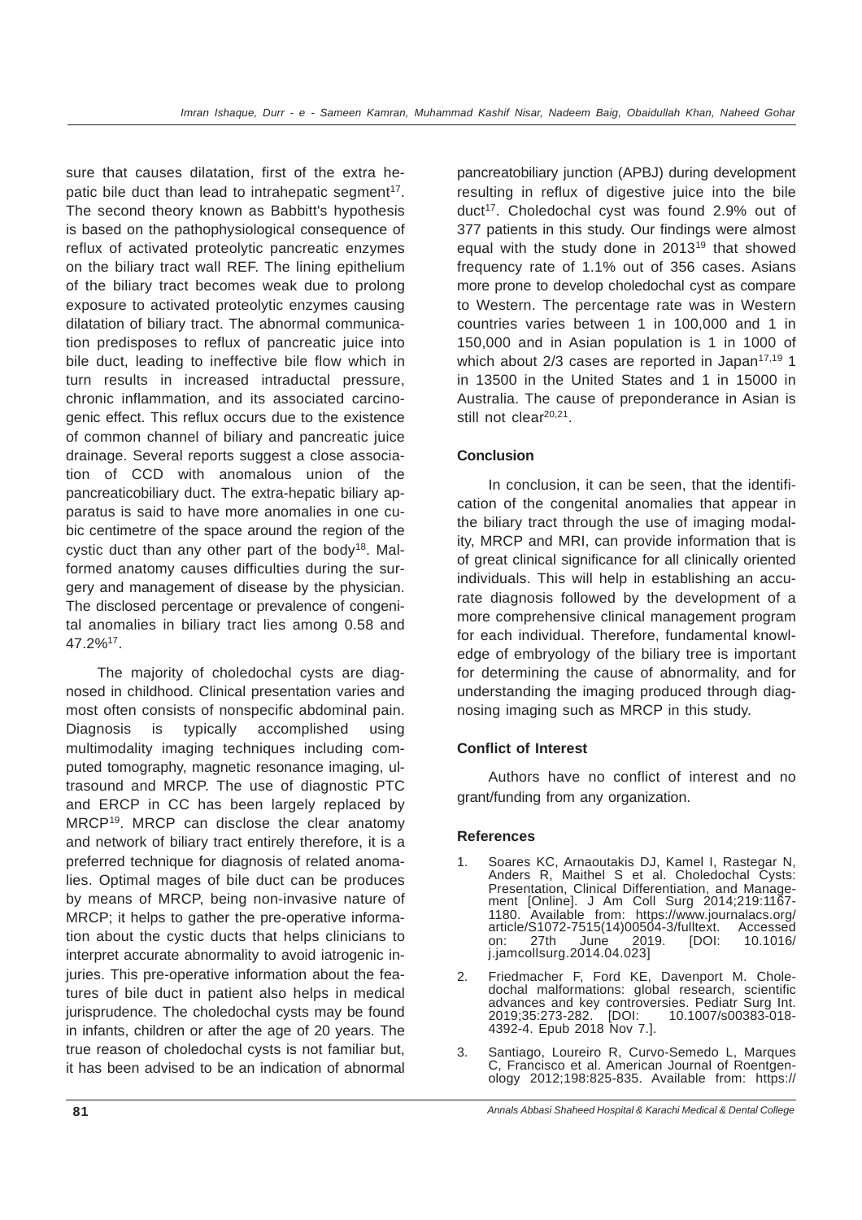sure that causes dilatation, first of the extra hepatic bile duct than lead to intrahepatic segment[17]. The second theory known as Babbitt's hypothesis is based on the pathophysiological consequence of reflux of activated proteolytic pancreatic enzymes on the biliary tract wall REF. The lining epithelium of the biliary tract becomes weak due to prolong exposure to activated proteolytic enzymes causing dilatation of biliary tract. The abnormal communication predisposes to reflux of pancreatic juice into bile duct, leading to ineffective bile flow which in turn results in increased intraductal pressure, chronic inflammation, and its associated carcinogenic effect. This reflux occurs due to the existence of common channel of biliary and pancreatic juice drainage. Several reports suggest a close association of CCD with anomalous union of the pancreaticobiliary duct. The extra-hepatic biliary apparatus is said to have more anomalies in one cubic centimetre of the space around the region of the cystic duct than any other part of the body[18]. Malformed anatomy causes difficulties during the surgery and management of disease by the physician. The disclosed percentage or prevalence of congenital anomalies in biliary tract lies among 0.58 and 47.2%[17].

The majority of choledochal cysts are diagnosed in childhood. Clinical presentation varies and most often consists of nonspecific abdominal pain. Diagnosis is typically accomplished using multimodality imaging techniques including computed tomography, magnetic resonance imaging, ultrasound and MRCP. The use of diagnostic PTC and ERCP in CC has been largely replaced by MRCP[19]. MRCP can disclose the clear anatomy and network of biliary tract entirely therefore, it is a preferred technique for diagnosis of related anomalies. Optimal mages of bile duct can be produces by means of MRCP, being non-invasive nature of MRCP; it helps to gather the pre-operative information about the cystic ducts that helps clinicians to interpret accurate abnormality to avoid iatrogenic injuries. This pre-operative information about the features of bile duct in patient also helps in medical jurisprudence. The choledochal cysts may be found in infants, children or after the age of 20 years. The true reason of choledochal cysts is not familiar but, it has been advised to be an indication of abnormal pancreatobiliary junction (APBJ) during development resulting in reflux of digestive juice into the bile duct[17]. Choledochal cyst was found 2.9% out of 377 patients in this study. Our findings were almost equal with the study done in 2013[19] that showed frequency rate of 1.1% out of 356 cases. Asians more prone to develop choledochal cyst as compare to Western. The percentage rate was in Western countries varies between 1 in 100,000 and 1 in 150,000 and in Asian population is 1 in 1000 of which about 2/3 cases are reported in Japan[17,19] 1 in 13500 in the United States and 1 in 15000 in Australia. The cause of preponderance in Asian is still not clear[20,21].

### Conclusion

In conclusion, it can be seen, that the identification of the congenital anomalies that appear in the biliary tract through the use of imaging modality, MRCP and MRI, can provide information that is of great clinical significance for all clinically oriented individuals. This will help in establishing an accurate diagnosis followed by the development of a more comprehensive clinical management program for each individual. Therefore, fundamental knowledge of embryology of the biliary tree is important for determining the cause of abnormality, and for understanding the imaging produced through diagnosing imaging such as MRCP in this study.

### Conflict of Interest

Authors have no conflict of interest and no grant/funding from any organization.

### References

1. Soares KC, Arnaoutakis DJ, Kamel I, Rastegar N, Anders R, Maithel S et al. Choledochal Cysts: Presentation, Clinical Differentiation, and Management [Online]. J Am Coll Surg 2014;219:1167-1180. Available from: https://www.journalacs.org/article/S1072-7515(14)00504-3/fulltext. Accessed on: 27th June 2019. [DOI: 10.1016/j.jamcollsurg.2014.04.023]
2. Friedmacher F, Ford KE, Davenport M. Choledochal malformations: global research, scientific advances and key controversies. Pediatr Surg Int. 2019;35:273-282. [DOI: 10.1007/s00383-018-4392-4. Epub 2018 Nov 7.].
3. Santiago, Loureiro R, Curvo-Semedo L, Marques C, Francisco et al. American Journal of Roentgenology 2012;198:825-835. Available from: https://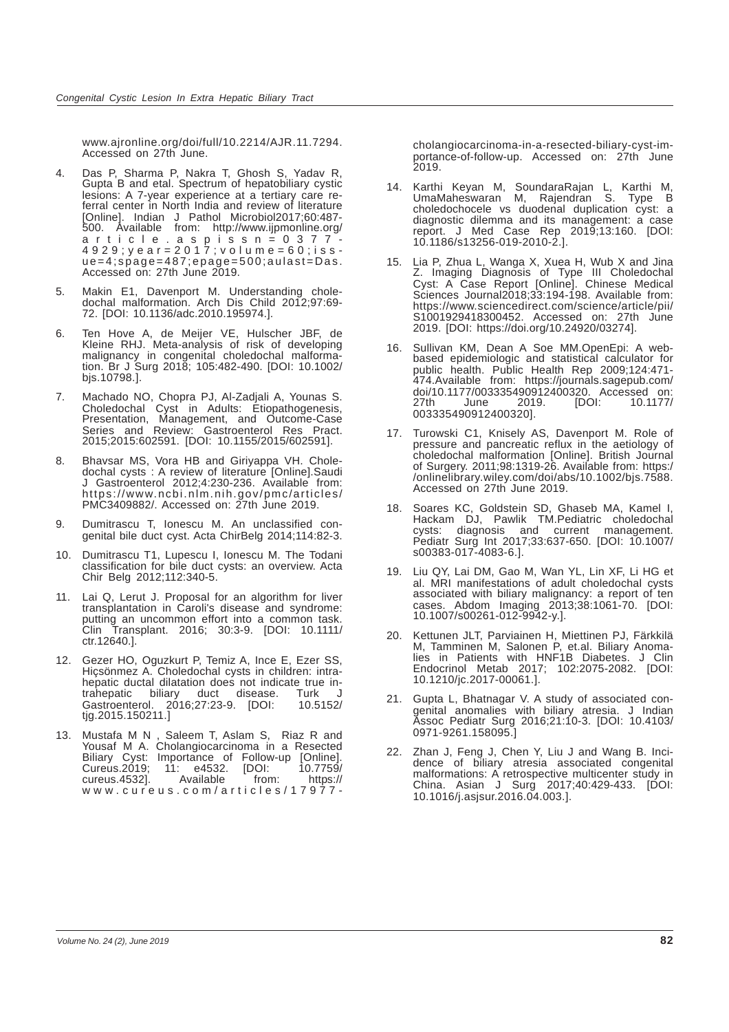www.ajronline.org/doi/full/10.2214/AJR.11.7294. Accessed on 27th June.

4. Das P, Sharma P, Nakra T, Ghosh S, Yadav R, Gupta B and etal. Spectrum of hepatobiliary cystic lesions: A 7-year experience at a tertiary care referral center in North India and review of literature [Online]. Indian J Pathol Microbiol2017;60:487-500. Available from: http://www.ijpmonline.org/article.asp?issn=0377-4929;year=2017;volume=60;issue=4;spage=487;epage=500;aulast=Das. Accessed on: 27th June 2019.

5. Makin E1, Davenport M. Understanding choledochal malformation. Arch Dis Child 2012;97:69-72. [DOI: 10.1136/adc.2010.195974.].

6. Ten Hove A, de Meijer VE, Hulscher JBF, de Kleine RHJ. Meta-analysis of risk of developing malignancy in congenital choledochal malformation. Br J Surg 2018; 105:482-490. [DOI: 10.1002/bjs.10798.].

7. Machado NO, Chopra PJ, Al-Zadjali A, Younas S. Choledochal Cyst in Adults: Etiopathogenesis, Presentation, Management, and Outcome-Case Series and Review: Gastroenterol Res Pract. 2015;2015:602591. [DOI: 10.1155/2015/602591].

8. Bhavsar MS, Vora HB and Giriyappa VH. Choledochal cysts : A review of literature [Online].Saudi J Gastroenterol 2012;4:230-236. Available from: https://www.ncbi.nlm.nih.gov/pmc/articles/PMC3409882/. Accessed on: 27th June 2019.

9. Dumitrascu T, Ionescu M. An unclassified congenital bile duct cyst. Acta ChirBelg 2014;114:82-3.

10. Dumitrascu T1, Lupescu I, Ionescu M. The Todani classification for bile duct cysts: an overview. Acta Chir Belg 2012;112:340-5.

11. Lai Q, Lerut J. Proposal for an algorithm for liver transplantation in Caroli's disease and syndrome: putting an uncommon effort into a common task. Clin Transplant. 2016; 30:3-9. [DOI: 10.1111/ctr.12640.].

12. Gezer HO, Oguzkurt P, Temiz A, Ince E, Ezer SS, Hiçsönmez A. Choledochal cysts in children: intrahepatic ductal dilatation does not indicate true intrahepatic biliary duct disease. Turk J Gastroenterol. 2016;27:23-9. [DOI: 10.5152/tjg.2015.150211.]

13. Mustafa M N , Saleem T, Aslam S, Riaz R and Yousaf M A. Cholangiocarcinoma in a Resected Biliary Cyst: Importance of Follow-up [Online]. Cureus.2019; 11: e4532. [DOI: 10.7759/cureus.4532]. Available from: https://www.cureus.com/articles/17977-cholangiocarcinoma-in-a-resected-biliary-cyst-importance-of-follow-up. Accessed on: 27th June 2019.

14. Karthi Keyan M, SoundaraRajan L, Karthi M, UmaMaheswaran M, Rajendran S. Type B choledochocele vs duodenal duplication cyst: a diagnostic dilemma and its management: a case report. J Med Case Rep 2019;13:160. [DOI: 10.1186/s13256-019-2010-2.].

15. Lia P, Zhua L, Wanga X, Xuea H, Wub X and Jina Z. Imaging Diagnosis of Type III Choledochal Cyst: A Case Report [Online]. Chinese Medical Sciences Journal2018;33:194-198. Available from: https://www.sciencedirect.com/science/article/pii/S1001929418300452. Accessed on: 27th June 2019. [DOI: https://doi.org/10.24920/03274].

16. Sullivan KM, Dean A Soe MM.OpenEpi: A web-based epidemiologic and statistical calculator for public health. Public Health Rep 2009;124:471-474.Available from: https://journals.sagepub.com/doi/10.1177/003335490912400320. Accessed on: 27th June 2019. [DOI: 10.1177/003335490912400320].

17. Turowski C1, Knisely AS, Davenport M. Role of pressure and pancreatic reflux in the aetiology of choledochal malformation [Online]. British Journal of Surgery. 2011;98:1319-26. Available from: https://onlinelibrary.wiley.com/doi/abs/10.1002/bjs.7588. Accessed on 27th June 2019.

18. Soares KC, Goldstein SD, Ghaseb MA, Kamel I, Hackam DJ, Pawlik TM.Pediatric choledochal cysts: diagnosis and current management. Pediatr Surg Int 2017;33:637-650. [DOI: 10.1007/s00383-017-4083-6.].

19. Liu QY, Lai DM, Gao M, Wan YL, Lin XF, Li HG et al. MRI manifestations of adult choledochal cysts associated with biliary malignancy: a report of ten cases. Abdom Imaging 2013;38:1061-70. [DOI: 10.1007/s00261-012-9942-y.].

20. Kettunen JLT, Parviainen H, Miettinen PJ, Färkkilä M, Tamminen M, Salonen P, et.al. Biliary Anomalies in Patients with HNF1B Diabetes. J Clin Endocrinol Metab 2017; 102:2075-2082. [DOI: 10.1210/jc.2017-00061.].

21. Gupta L, Bhatnagar V. A study of associated congenital anomalies with biliary atresia. J Indian Assoc Pediatr Surg 2016;21:10-3. [DOI: 10.4103/0971-9261.158095.]

22. Zhan J, Feng J, Chen Y, Liu J and Wang B. Incidence of biliary atresia associated congenital malformations: A retrospective multicenter study in China. Asian J Surg 2017;40:429-433. [DOI: 10.1016/j.asjsur.2016.04.003.].